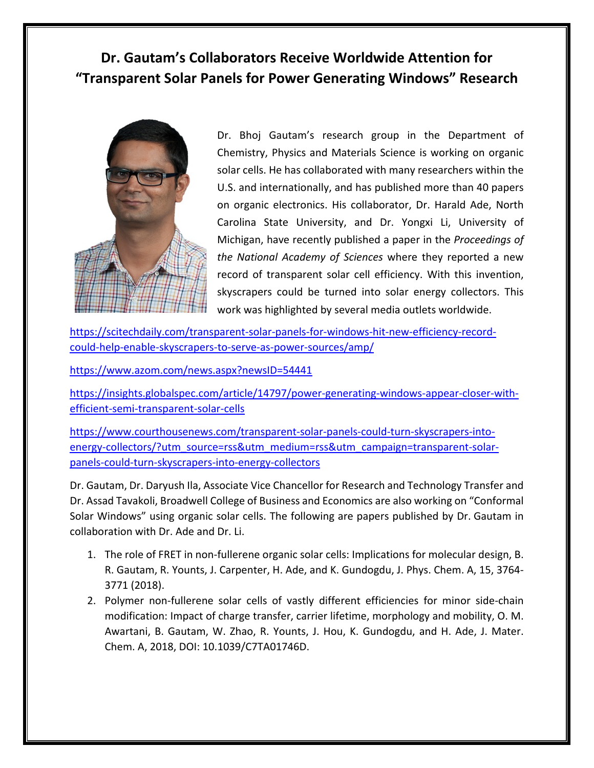# Dr. Gautam's Collaborators Receive Worldwide Attention for "Transparent Solar Panels for Power Generating Windows" Research

Dr. Bhoj Gautam's research group in the Department of Chemistry, Physics and Materials Science is working on organic solar cells. He has collaborated with many researchers within the U.S. and internationally, and has published more than 40 papers on organic electronics. His collaborator, Dr. Harald Ade, North Carolina State University, and Dr. Yongxi Li, University of Michigan, have recently published a paper in the *Proceedings of the National Academy of Sciences* where they reported a new record of transparent solar cell efficiency. With this invention, skyscrapers could be turned into solar energy collectors. This work was highlighted by several media outlets worldwide.

https://scitechdaily.com/transparent-solar-panels-for-windows-hit-new-efficiency-record-could-help-enable-skyscrapers-to-serve-as-power-sources/amp/

https://www.azom.com/news.aspx?newsID=54441

https://insights.globalspec.com/article/14797/power-generating-windows-appear-closer-with-efficient-semi-transparent-solar-cells

https://www.courthousenews.com/transparent-solar-panels-could-turn-skyscrapers-into-energy-collectors/?utm_source=rss&utm_medium=rss&utm_campaign=transparent-solar-panels-could-turn-skyscrapers-into-energy-collectors

Dr. Gautam, Dr. Daryush Ila, Associate Vice Chancellor for Research and Technology Transfer and Dr. Assad Tavakoli, Broadwell College of Business and Economics are also working on "Conformal Solar Windows" using organic solar cells. The following are papers published by Dr. Gautam in collaboration with Dr. Ade and Dr. Li.

1. The role of FRET in non-fullerene organic solar cells: Implications for molecular design, B. R. Gautam, R. Younts, J. Carpenter, H. Ade, and K. Gundogdu, J. Phys. Chem. A, 15, 3764-3771 (2018).
2. Polymer non-fullerene solar cells of vastly different efficiencies for minor side-chain modification: Impact of charge transfer, carrier lifetime, morphology and mobility, O. M. Awartani, B. Gautam, W. Zhao, R. Younts, J. Hou, K. Gundogdu, and H. Ade, J. Mater. Chem. A, 2018, DOI: 10.1039/C7TA01746D.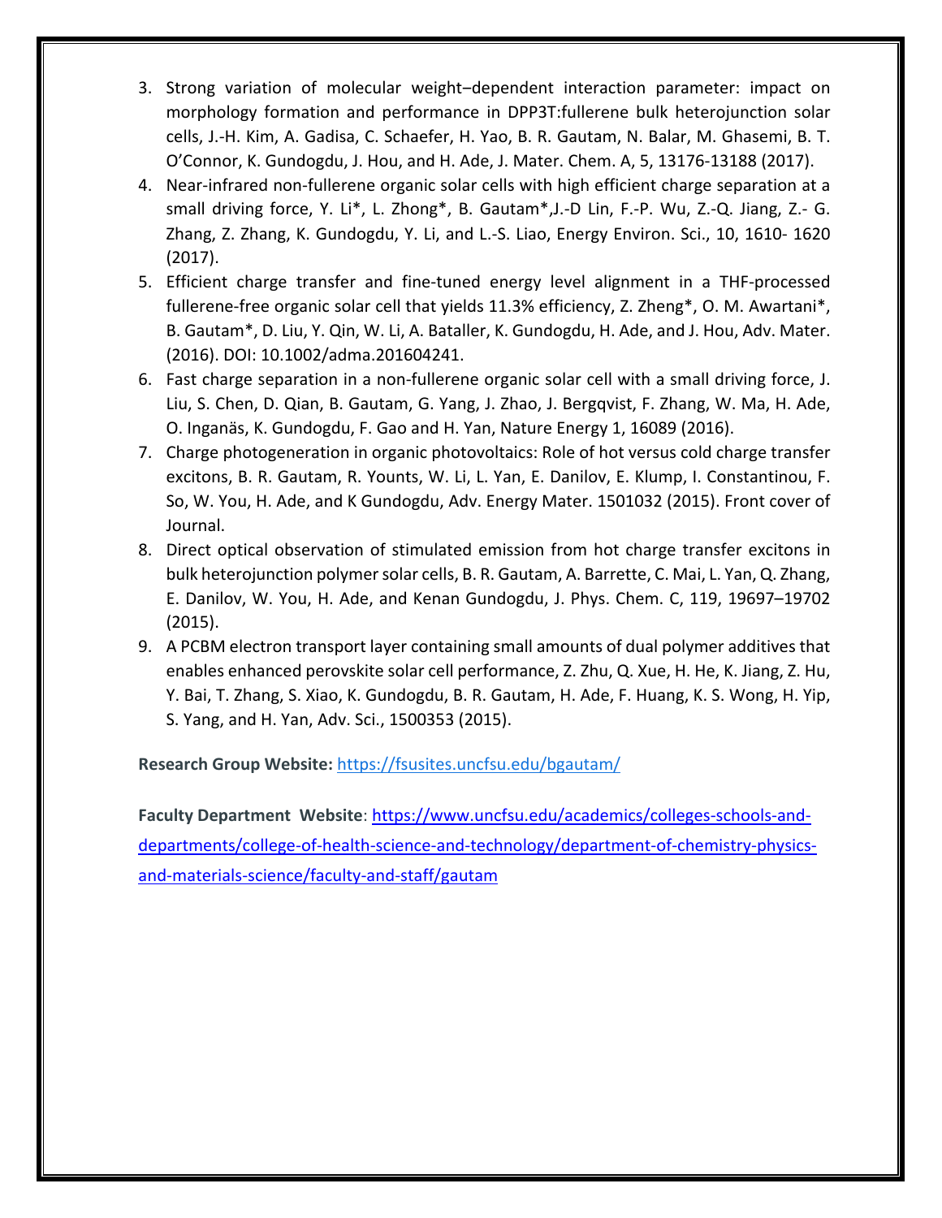3. Strong variation of molecular weight–dependent interaction parameter: impact on morphology formation and performance in DPP3T:fullerene bulk heterojunction solar cells, J.-H. Kim, A. Gadisa, C. Schaefer, H. Yao, B. R. Gautam, N. Balar, M. Ghasemi, B. T. O'Connor, K. Gundogdu, J. Hou, and H. Ade, J. Mater. Chem. A, 5, 13176-13188 (2017).
4. Near-infrared non-fullerene organic solar cells with high efficient charge separation at a small driving force, Y. Li*, L. Zhong*, B. Gautam*,J.-D Lin, F.-P. Wu, Z.-Q. Jiang, Z.- G. Zhang, Z. Zhang, K. Gundogdu, Y. Li, and L.-S. Liao, Energy Environ. Sci., 10, 1610- 1620 (2017).
5. Efficient charge transfer and fine-tuned energy level alignment in a THF-processed fullerene-free organic solar cell that yields 11.3% efficiency, Z. Zheng*, O. M. Awartani*, B. Gautam*, D. Liu, Y. Qin, W. Li, A. Bataller, K. Gundogdu, H. Ade, and J. Hou, Adv. Mater. (2016). DOI: 10.1002/adma.201604241.
6. Fast charge separation in a non-fullerene organic solar cell with a small driving force, J. Liu, S. Chen, D. Qian, B. Gautam, G. Yang, J. Zhao, J. Bergqvist, F. Zhang, W. Ma, H. Ade, O. Inganäs, K. Gundogdu, F. Gao and H. Yan, Nature Energy 1, 16089 (2016).
7. Charge photogeneration in organic photovoltaics: Role of hot versus cold charge transfer excitons, B. R. Gautam, R. Younts, W. Li, L. Yan, E. Danilov, E. Klump, I. Constantinou, F. So, W. You, H. Ade, and K Gundogdu, Adv. Energy Mater. 1501032 (2015). Front cover of Journal.
8. Direct optical observation of stimulated emission from hot charge transfer excitons in bulk heterojunction polymer solar cells, B. R. Gautam, A. Barrette, C. Mai, L. Yan, Q. Zhang, E. Danilov, W. You, H. Ade, and Kenan Gundogdu, J. Phys. Chem. C, 119, 19697–19702 (2015).
9. A PCBM electron transport layer containing small amounts of dual polymer additives that enables enhanced perovskite solar cell performance, Z. Zhu, Q. Xue, H. He, K. Jiang, Z. Hu, Y. Bai, T. Zhang, S. Xiao, K. Gundogdu, B. R. Gautam, H. Ade, F. Huang, K. S. Wong, H. Yip, S. Yang, and H. Yan, Adv. Sci., 1500353 (2015).

**Research Group Website:** https://fsusites.uncfsu.edu/bgautam/

**Faculty Department Website**: https://www.uncfsu.edu/academics/colleges-schools-and-departments/college-of-health-science-and-technology/department-of-chemistry-physics-and-materials-science/faculty-and-staff/gautam